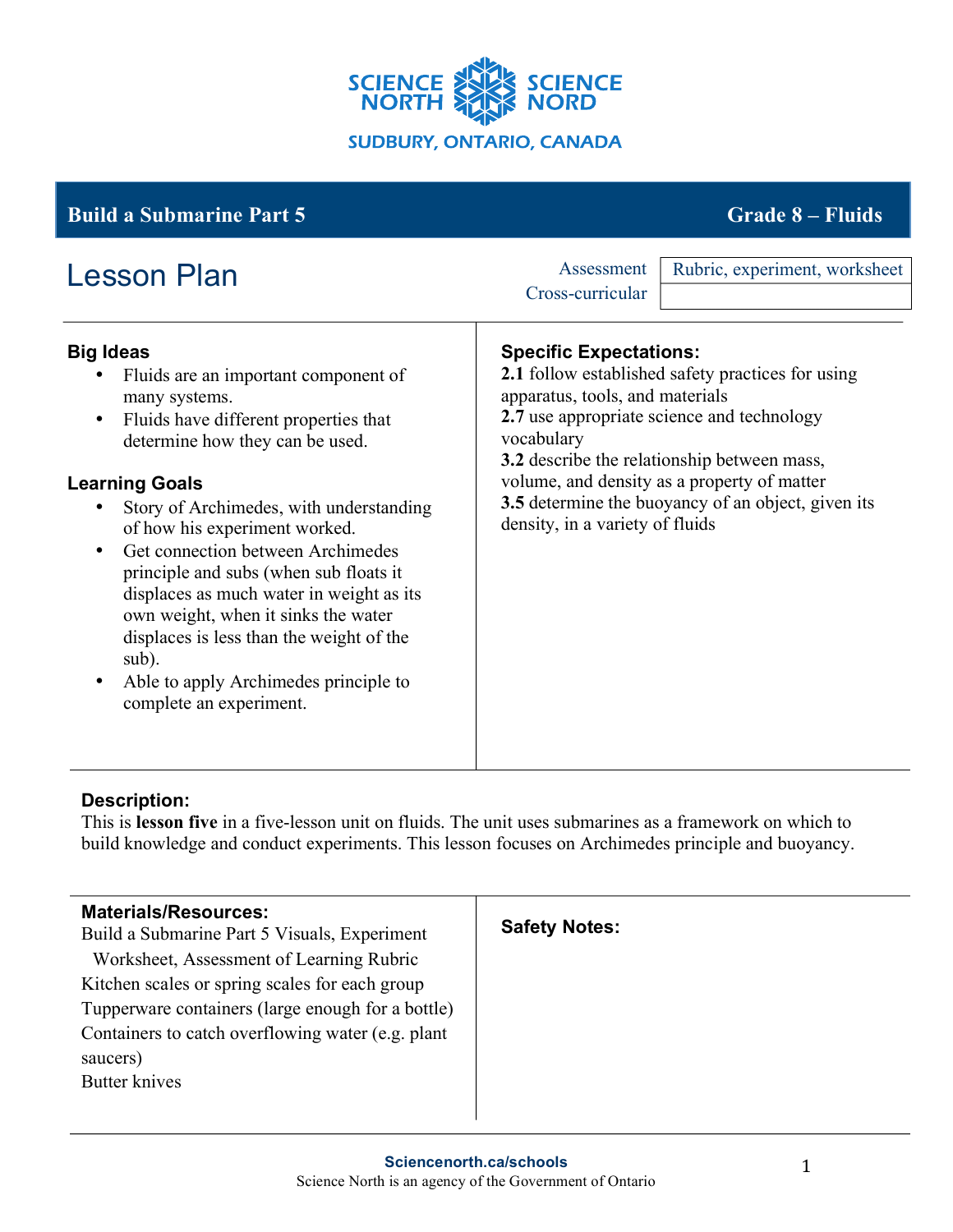SCIENCE NORTH SCIENCE NORD

SUDBURY, ONTARIO, CANADA

## Build a Submarine Part 5 — Grade 8 – Fluids

# Lesson Plan

| | |
|---|---|
| Assessment | Rubric, experiment, worksheet |
| Cross-curricular | |

### Big Ideas

- Fluids are an important component of many systems.
- Fluids have different properties that determine how they can be used.

### Learning Goals

- Story of Archimedes, with understanding of how his experiment worked.
- Get connection between Archimedes principle and subs (when sub floats it displaces as much water in weight as its own weight, when it sinks the water displaces is less than the weight of the sub).
- Able to apply Archimedes principle to complete an experiment.

### Specific Expectations:

**2.1** follow established safety practices for using apparatus, tools, and materials
**2.7** use appropriate science and technology vocabulary
**3.2** describe the relationship between mass, volume, and density as a property of matter
**3.5** determine the buoyancy of an object, given its density, in a variety of fluids

### Description:

This is **lesson five** in a five-lesson unit on fluids. The unit uses submarines as a framework on which to build knowledge and conduct experiments. This lesson focuses on Archimedes principle and buoyancy.

### Materials/Resources:

Build a Submarine Part 5 Visuals, Experiment Worksheet, Assessment of Learning Rubric
Kitchen scales or spring scales for each group
Tupperware containers (large enough for a bottle)
Containers to catch overflowing water (e.g. plant saucers)
Butter knives

### Safety Notes:

Sciencenorth.ca/schools
Science North is an agency of the Government of Ontario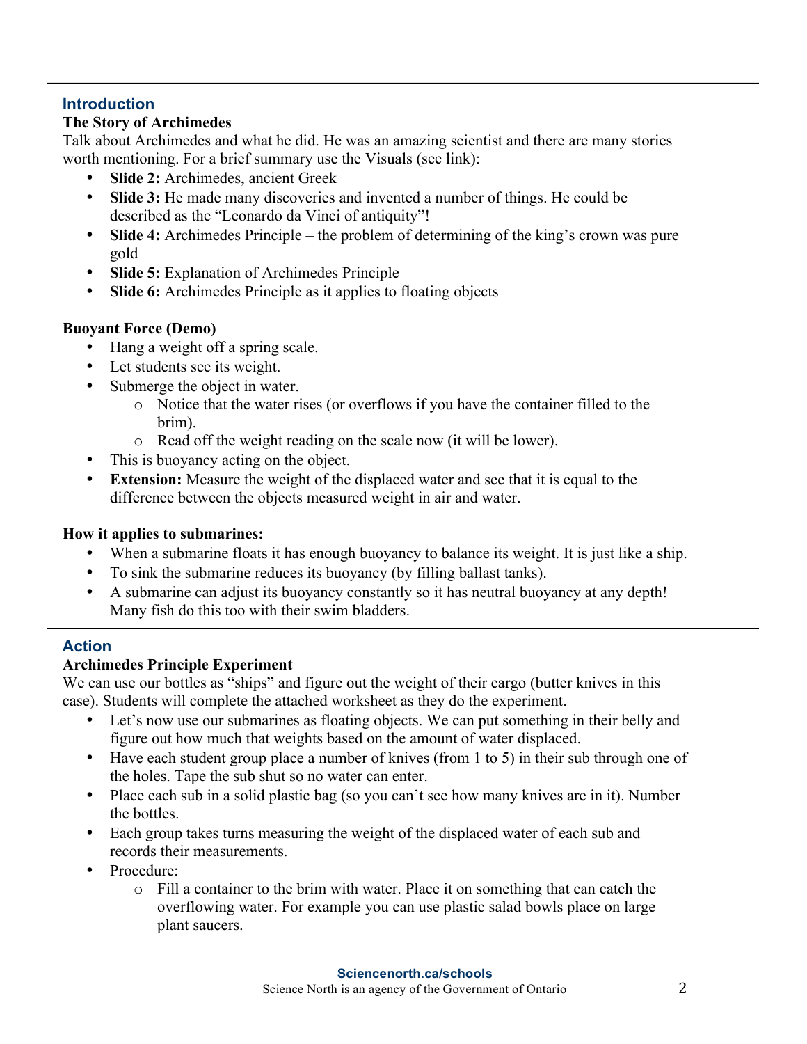## Introduction

**The Story of Archimedes**

Talk about Archimedes and what he did. He was an amazing scientist and there are many stories worth mentioning. For a brief summary use the Visuals (see link):

- **Slide 2:** Archimedes, ancient Greek
- **Slide 3:** He made many discoveries and invented a number of things. He could be described as the "Leonardo da Vinci of antiquity"!
- **Slide 4:** Archimedes Principle – the problem of determining of the king's crown was pure gold
- **Slide 5:** Explanation of Archimedes Principle
- **Slide 6:** Archimedes Principle as it applies to floating objects

**Buoyant Force (Demo)**

- Hang a weight off a spring scale.
- Let students see its weight.
- Submerge the object in water.
  - Notice that the water rises (or overflows if you have the container filled to the brim).
  - Read off the weight reading on the scale now (it will be lower).
- This is buoyancy acting on the object.
- **Extension:** Measure the weight of the displaced water and see that it is equal to the difference between the objects measured weight in air and water.

**How it applies to submarines:**

- When a submarine floats it has enough buoyancy to balance its weight. It is just like a ship.
- To sink the submarine reduces its buoyancy (by filling ballast tanks).
- A submarine can adjust its buoyancy constantly so it has neutral buoyancy at any depth! Many fish do this too with their swim bladders.

## Action

**Archimedes Principle Experiment**

We can use our bottles as "ships" and figure out the weight of their cargo (butter knives in this case). Students will complete the attached worksheet as they do the experiment.

- Let's now use our submarines as floating objects. We can put something in their belly and figure out how much that weights based on the amount of water displaced.
- Have each student group place a number of knives (from 1 to 5) in their sub through one of the holes. Tape the sub shut so no water can enter.
- Place each sub in a solid plastic bag (so you can't see how many knives are in it). Number the bottles.
- Each group takes turns measuring the weight of the displaced water of each sub and records their measurements.
- Procedure:
  - Fill a container to the brim with water. Place it on something that can catch the overflowing water. For example you can use plastic salad bowls place on large plant saucers.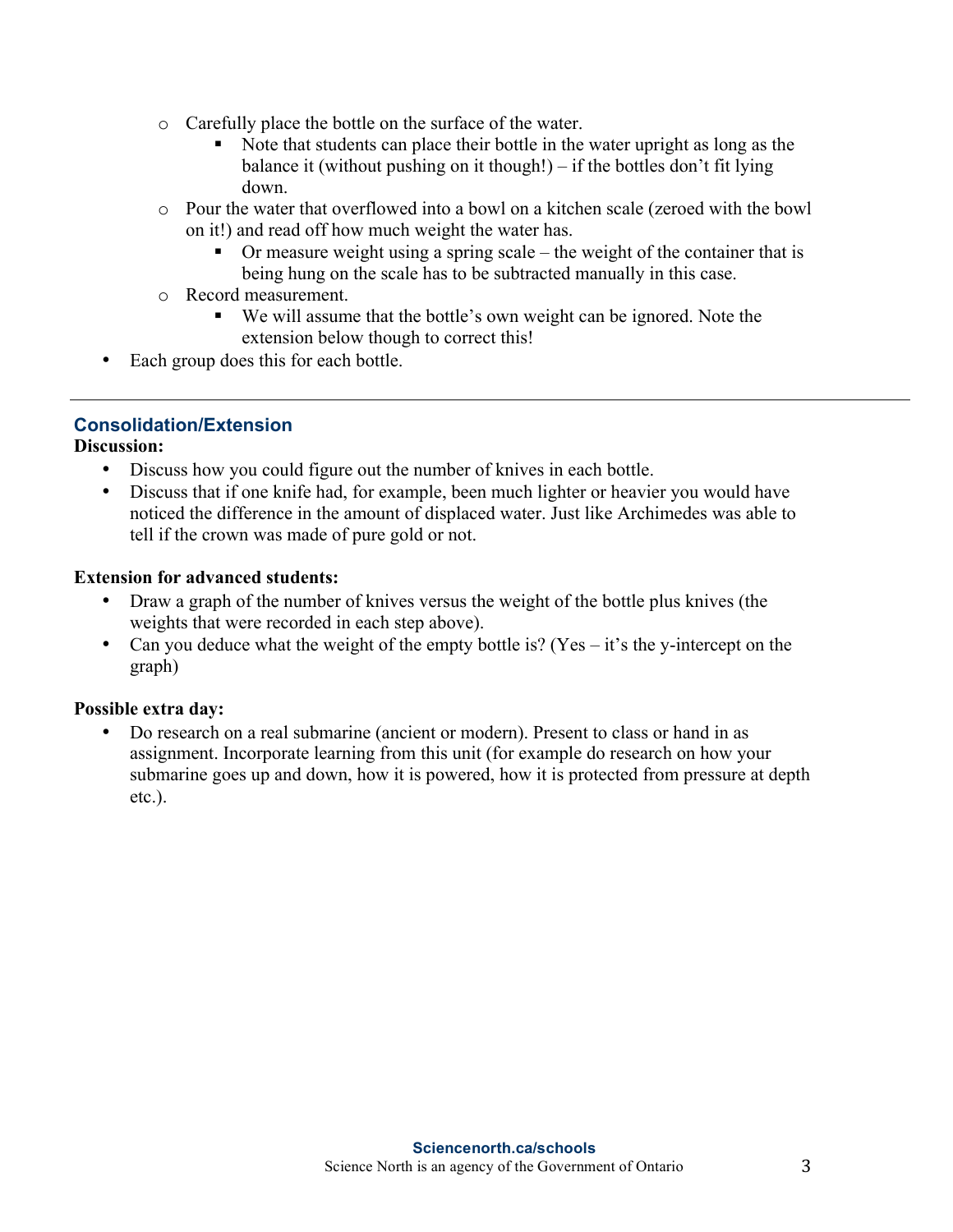- Carefully place the bottle on the surface of the water.
  - Note that students can place their bottle in the water upright as long as the balance it (without pushing on it though!) – if the bottles don't fit lying down.
- Pour the water that overflowed into a bowl on a kitchen scale (zeroed with the bowl on it!) and read off how much weight the water has.
  - Or measure weight using a spring scale – the weight of the container that is being hung on the scale has to be subtracted manually in this case.
- Record measurement.
  - We will assume that the bottle's own weight can be ignored. Note the extension below though to correct this!

- Each group does this for each bottle.

---

## Consolidation/Extension

**Discussion:**

- Discuss how you could figure out the number of knives in each bottle.
- Discuss that if one knife had, for example, been much lighter or heavier you would have noticed the difference in the amount of displaced water. Just like Archimedes was able to tell if the crown was made of pure gold or not.

**Extension for advanced students:**

- Draw a graph of the number of knives versus the weight of the bottle plus knives (the weights that were recorded in each step above).
- Can you deduce what the weight of the empty bottle is? (Yes – it's the y-intercept on the graph)

**Possible extra day:**

- Do research on a real submarine (ancient or modern). Present to class or hand in as assignment. Incorporate learning from this unit (for example do research on how your submarine goes up and down, how it is powered, how it is protected from pressure at depth etc.).